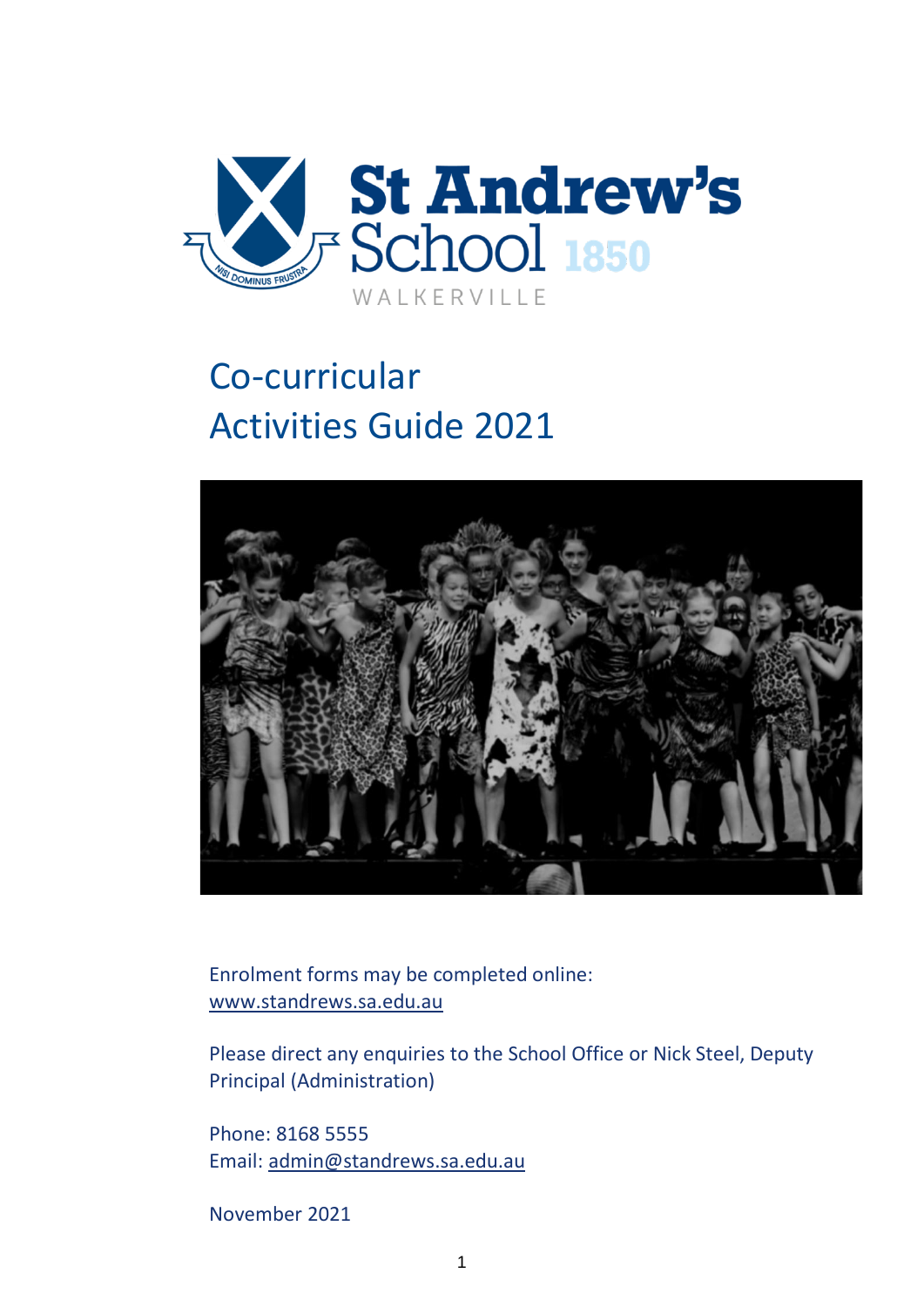St Andrew's School 1850

WALKERVILLE

# Co-curricular Activities Guide 2021

Enrolment forms may be completed online: www.standrews.sa.edu.au

Please direct any enquiries to the School Office or Nick Steel, Deputy Principal (Administration)

Phone: 8168 5555
Email: admin@standrews.sa.edu.au

November 2021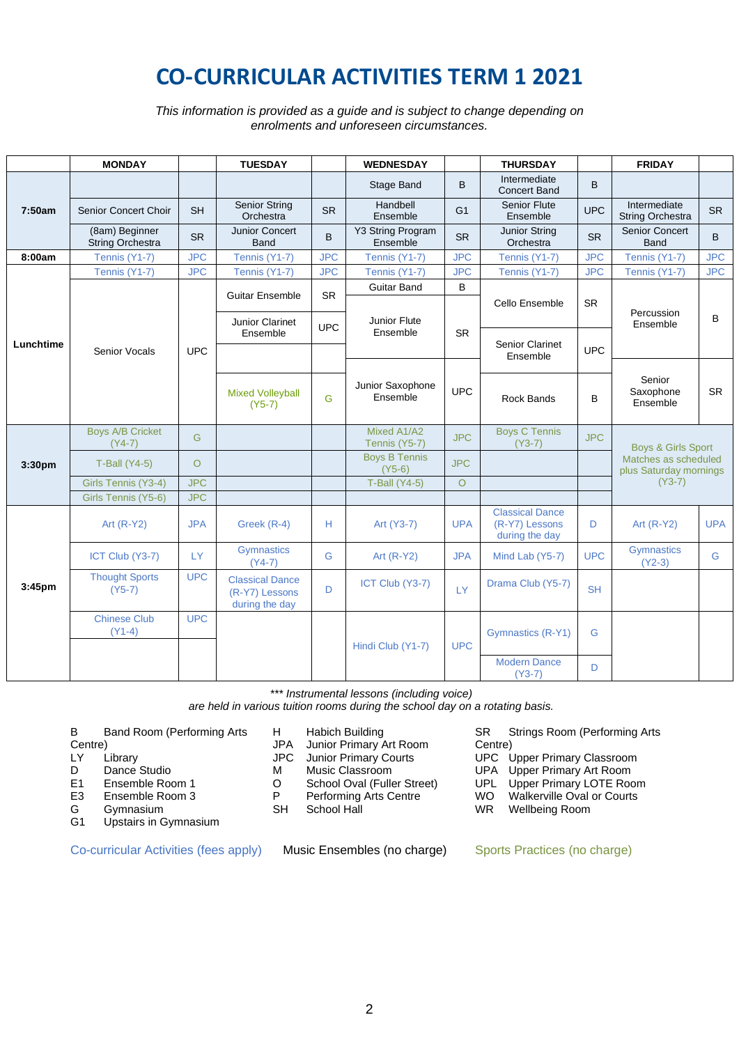# CO-CURRICULAR ACTIVITIES TERM 1 2021

*This information is provided as a guide and is subject to change depending on enrolments and unforeseen circumstances.*

| | MONDAY | | TUESDAY | | WEDNESDAY | | THURSDAY | | FRIDAY | |
|---|---|---|---|---|---|---|---|---|---|---|
| 7:50am | | | | | Stage Band | B | Intermediate Concert Band | B | | |
| | Senior Concert Choir | SH | Senior String Orchestra | SR | Handbell Ensemble | G1 | Senior Flute Ensemble | UPC | Intermediate String Orchestra | SR |
| | (8am) Beginner String Orchestra | SR | Junior Concert Band | B | Y3 String Program Ensemble | SR | Junior String Orchestra | SR | Senior Concert Band | B |
| 8:00am | Tennis (Y1-7) | JPC | Tennis (Y1-7) | JPC | Tennis (Y1-7) | JPC | Tennis (Y1-7) | JPC | Tennis (Y1-7) | JPC |
| Lunchtime | Tennis (Y1-7) | JPC | Tennis (Y1-7) | JPC | Tennis (Y1-7) | JPC | Tennis (Y1-7) | JPC | Tennis (Y1-7) | JPC |
| | Senior Vocals | UPC | Guitar Ensemble | SR | Guitar Band | B | Cello Ensemble | SR | Percussion Ensemble | B |
| | | | Junior Clarinet Ensemble | UPC | Junior Flute Ensemble | SR | Senior Clarinet Ensemble | UPC | | |
| | | | Mixed Volleyball (Y5-7) | G | Junior Saxophone Ensemble | UPC | Rock Bands | B | Senior Saxophone Ensemble | SR |
| 3:30pm | Boys A/B Cricket (Y4-7) | G | | | Mixed A1/A2 Tennis (Y5-7) | JPC | Boys C Tennis (Y3-7) | JPC | Boys & Girls Sport Matches as scheduled plus Saturday mornings (Y3-7) | |
| | T-Ball (Y4-5) | O | | | Boys B Tennis (Y5-6) | JPC | | | | |
| | Girls Tennis (Y3-4) | JPC | | | T-Ball (Y4-5) | O | | | | |
| | Girls Tennis (Y5-6) | JPC | | | | | | | | |
| 3:45pm | Art (R-Y2) | JPA | Greek (R-4) | H | Art (Y3-7) | UPA | Classical Dance (R-Y7) Lessons during the day | D | Art (R-Y2) | UPA |
| | ICT Club (Y3-7) | LY | Gymnastics (Y4-7) | G | Art (R-Y2) | JPA | Mind Lab (Y5-7) | UPC | Gymnastics (Y2-3) | G |
| | Thought Sports (Y5-7) | UPC | Classical Dance (R-Y7) Lessons during the day | D | ICT Club (Y3-7) | LY | Drama Club (Y5-7) | SH | | |
| | Chinese Club (Y1-4) | UPC | | | Hindi Club (Y1-7) | UPC | Gymnastics (R-Y1) | G | | |
| | | | | | | | Modern Dance (Y3-7) | D | | |

*\*\*\* Instrumental lessons (including voice) are held in various tuition rooms during the school day on a rotating basis.*

| | | | | | |
|---|---|---|---|---|---|
| B | Band Room (Performing Arts Centre) | H | Habich Building | SR | Strings Room (Performing Arts Centre) |
| LY | Library | JPA | Junior Primary Art Room | UPC | Upper Primary Classroom |
| D | Dance Studio | JPC | Junior Primary Courts | UPA | Upper Primary Art Room |
| E1 | Ensemble Room 1 | M | Music Classroom | UPL | Upper Primary LOTE Room |
| E3 | Ensemble Room 3 | O | School Oval (Fuller Street) | WO | Walkerville Oval or Courts |
| G | Gymnasium | P | Performing Arts Centre | WR | Wellbeing Room |
| G1 | Upstairs in Gymnasium | SH | School Hall | | |

Co-curricular Activities (fees apply) Music Ensembles (no charge) Sports Practices (no charge)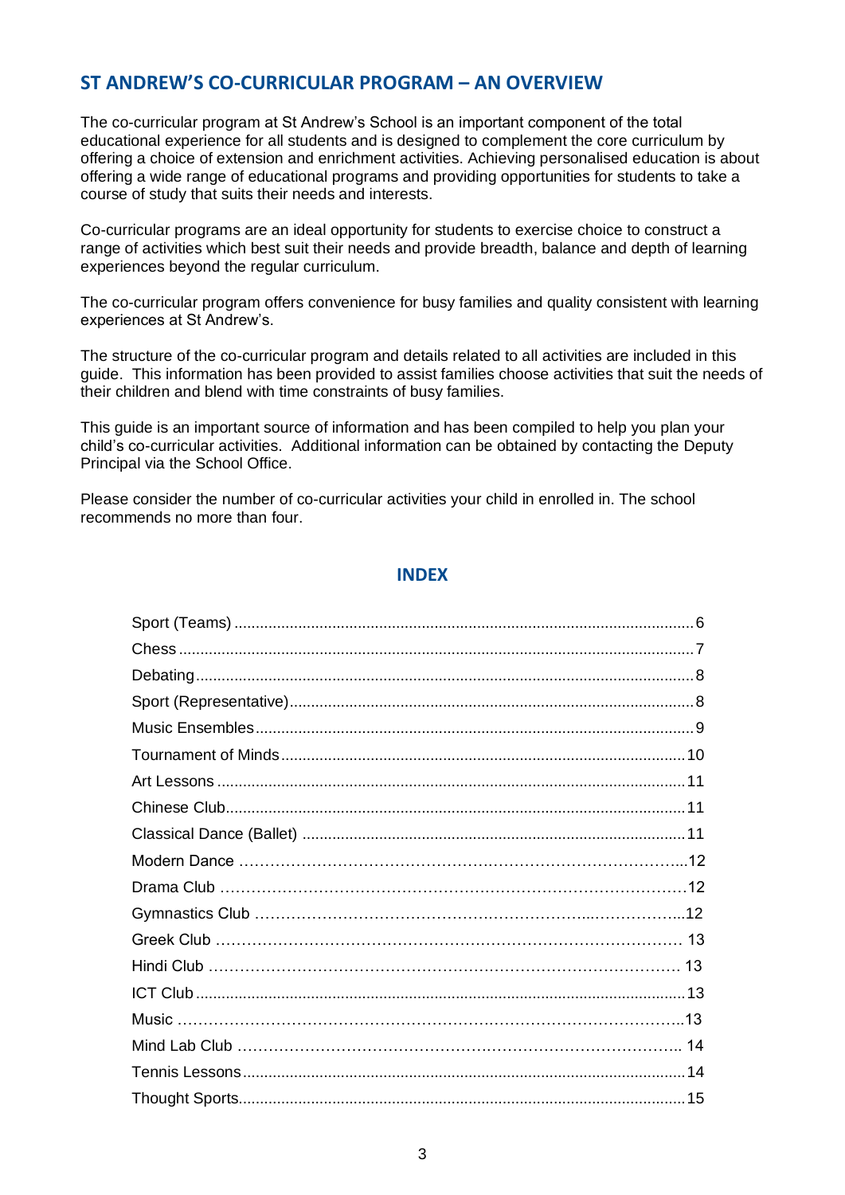## ST ANDREW'S CO-CURRICULAR PROGRAM – AN OVERVIEW

The co-curricular program at St Andrew's School is an important component of the total educational experience for all students and is designed to complement the core curriculum by offering a choice of extension and enrichment activities. Achieving personalised education is about offering a wide range of educational programs and providing opportunities for students to take a course of study that suits their needs and interests.

Co-curricular programs are an ideal opportunity for students to exercise choice to construct a range of activities which best suit their needs and provide breadth, balance and depth of learning experiences beyond the regular curriculum.

The co-curricular program offers convenience for busy families and quality consistent with learning experiences at St Andrew's.

The structure of the co-curricular program and details related to all activities are included in this guide. This information has been provided to assist families choose activities that suit the needs of their children and blend with time constraints of busy families.

This guide is an important source of information and has been compiled to help you plan your child's co-curricular activities. Additional information can be obtained by contacting the Deputy Principal via the School Office.

Please consider the number of co-curricular activities your child in enrolled in. The school recommends no more than four.

### INDEX

| | |
|---|---|
| Sport (Teams) | 6 |
| Chess | 7 |
| Debating | 8 |
| Sport (Representative) | 8 |
| Music Ensembles | 9 |
| Tournament of Minds | 10 |
| Art Lessons | 11 |
| Chinese Club | 11 |
| Classical Dance (Ballet) | 11 |
| Modern Dance | 12 |
| Drama Club | 12 |
| Gymnastics Club | 12 |
| Greek Club | 13 |
| Hindi Club | 13 |
| ICT Club | 13 |
| Music | 13 |
| Mind Lab Club | 14 |
| Tennis Lessons | 14 |
| Thought Sports | 15 |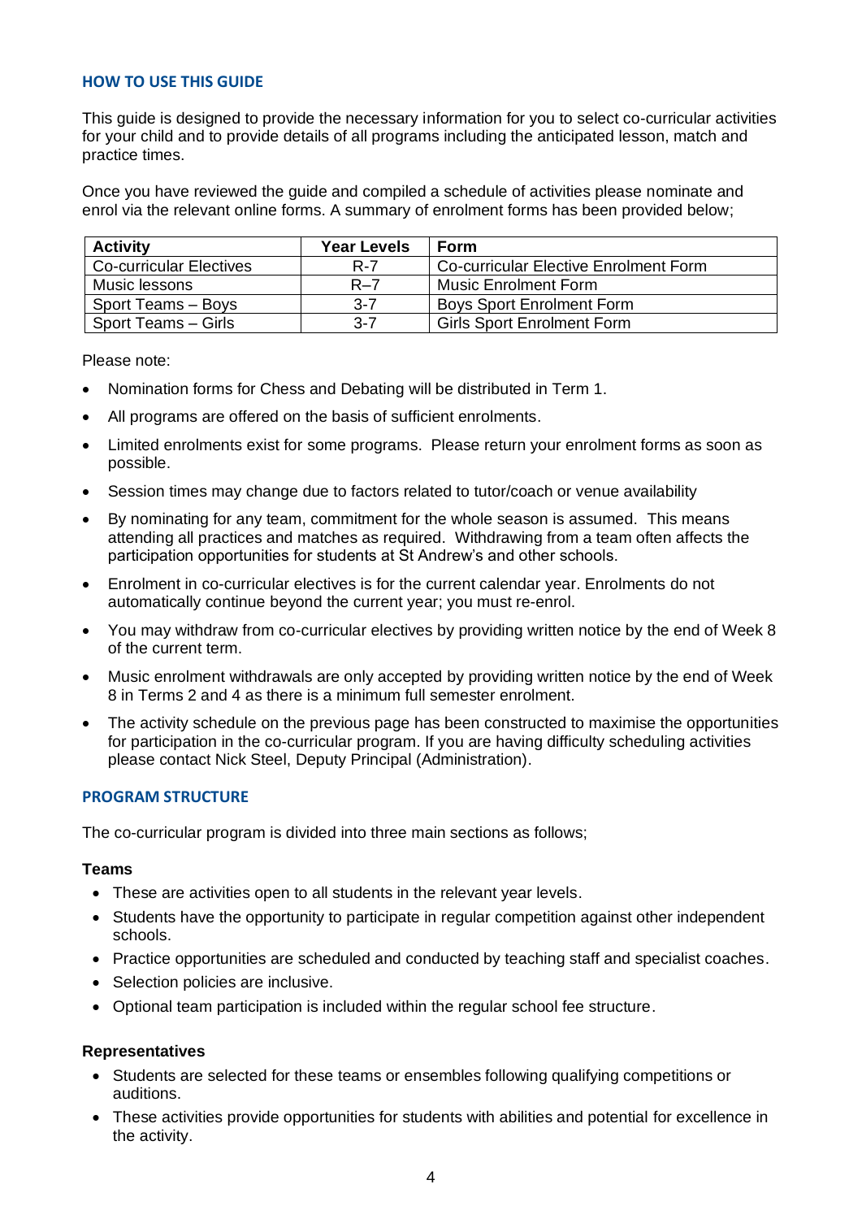## HOW TO USE THIS GUIDE

This guide is designed to provide the necessary information for you to select co-curricular activities for your child and to provide details of all programs including the anticipated lesson, match and practice times.

Once you have reviewed the guide and compiled a schedule of activities please nominate and enrol via the relevant online forms. A summary of enrolment forms has been provided below;

| Activity | Year Levels | Form |
|---|---|---|
| Co-curricular Electives | R-7 | Co-curricular Elective Enrolment Form |
| Music lessons | R–7 | Music Enrolment Form |
| Sport Teams – Boys | 3-7 | Boys Sport Enrolment Form |
| Sport Teams – Girls | 3-7 | Girls Sport Enrolment Form |

Please note:

- Nomination forms for Chess and Debating will be distributed in Term 1.
- All programs are offered on the basis of sufficient enrolments.
- Limited enrolments exist for some programs. Please return your enrolment forms as soon as possible.
- Session times may change due to factors related to tutor/coach or venue availability
- By nominating for any team, commitment for the whole season is assumed. This means attending all practices and matches as required. Withdrawing from a team often affects the participation opportunities for students at St Andrew's and other schools.
- Enrolment in co-curricular electives is for the current calendar year. Enrolments do not automatically continue beyond the current year; you must re-enrol.
- You may withdraw from co-curricular electives by providing written notice by the end of Week 8 of the current term.
- Music enrolment withdrawals are only accepted by providing written notice by the end of Week 8 in Terms 2 and 4 as there is a minimum full semester enrolment.
- The activity schedule on the previous page has been constructed to maximise the opportunities for participation in the co-curricular program. If you are having difficulty scheduling activities please contact Nick Steel, Deputy Principal (Administration).

## PROGRAM STRUCTURE

The co-curricular program is divided into three main sections as follows;

### Teams

- These are activities open to all students in the relevant year levels.
- Students have the opportunity to participate in regular competition against other independent schools.
- Practice opportunities are scheduled and conducted by teaching staff and specialist coaches.
- Selection policies are inclusive.
- Optional team participation is included within the regular school fee structure.

### Representatives

- Students are selected for these teams or ensembles following qualifying competitions or auditions.
- These activities provide opportunities for students with abilities and potential for excellence in the activity.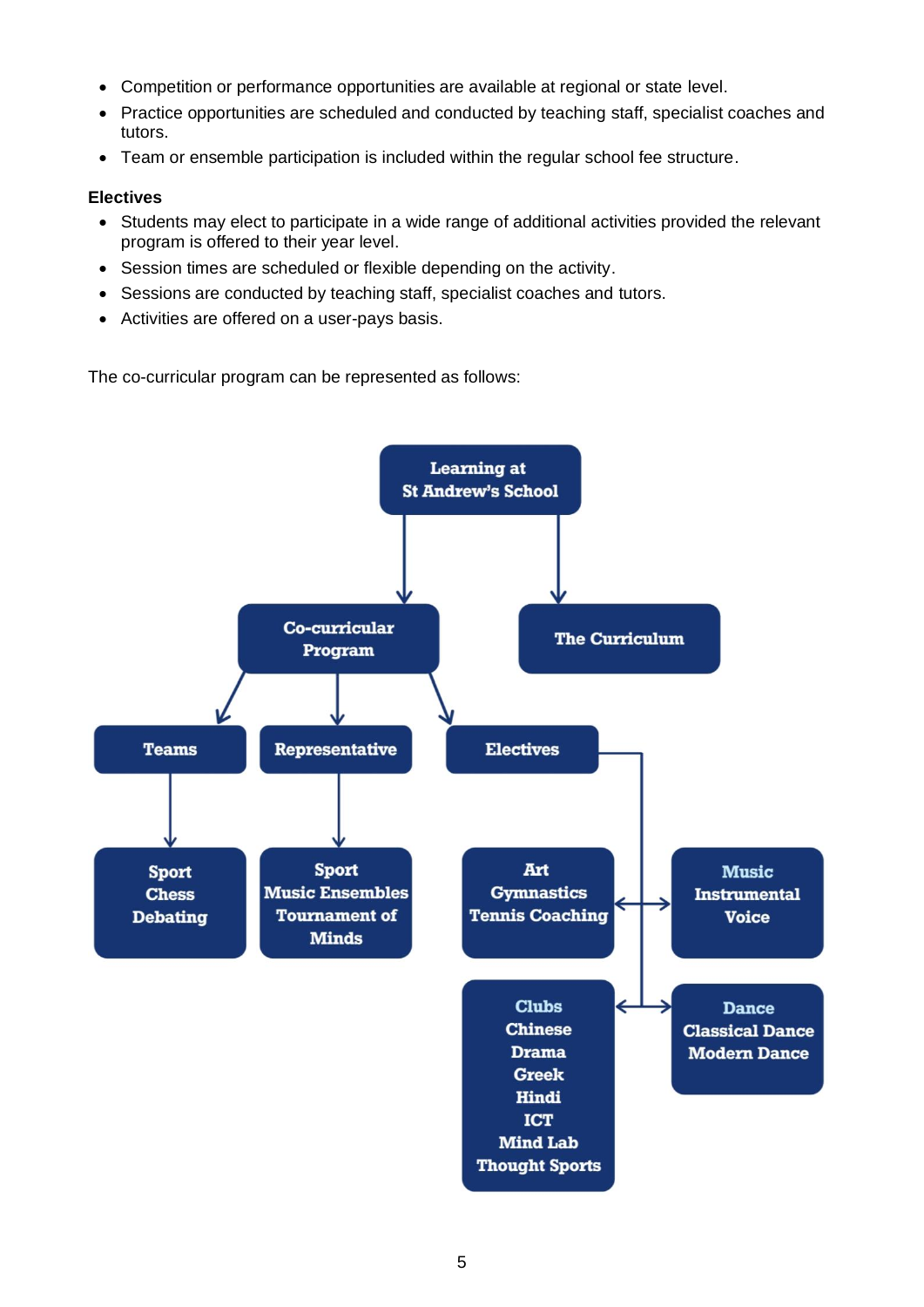- Competition or performance opportunities are available at regional or state level.
- Practice opportunities are scheduled and conducted by teaching staff, specialist coaches and tutors.
- Team or ensemble participation is included within the regular school fee structure.

**Electives**

- Students may elect to participate in a wide range of additional activities provided the relevant program is offered to their year level.
- Session times are scheduled or flexible depending on the activity.
- Sessions are conducted by teaching staff, specialist coaches and tutors.
- Activities are offered on a user-pays basis.

The co-curricular program can be represented as follows:

- **Learning at St Andrew's School**
  - **Co-curricular Program**
    - **Teams**
      - Sport
      - Chess
      - Debating
    - **Representative**
      - Sport
      - Music Ensembles
      - Tournament of Minds
    - **Electives**
      - Art
      - Gymnastics
      - Tennis Coaching
      - **Music**
        - Instrumental
        - Voice
      - **Clubs**
        - Chinese
        - Drama
        - Greek
        - Hindi
        - ICT
        - Mind Lab
        - Thought Sports
      - **Dance**
        - Classical Dance
        - Modern Dance
  - **The Curriculum**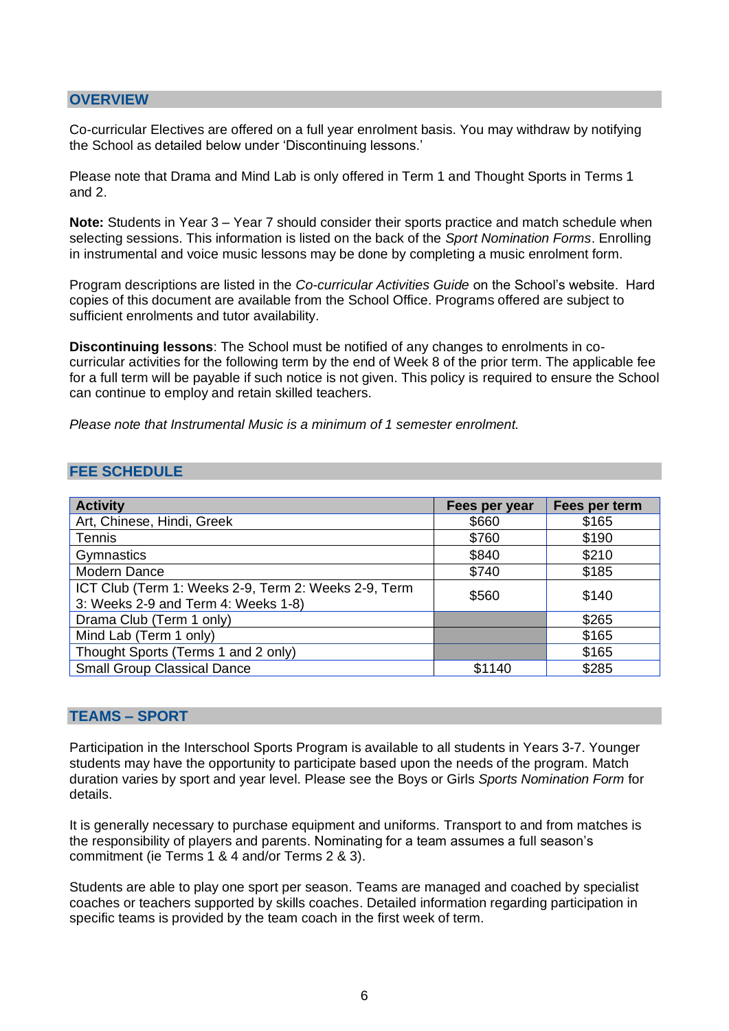## OVERVIEW

Co-curricular Electives are offered on a full year enrolment basis. You may withdraw by notifying the School as detailed below under 'Discontinuing lessons.'

Please note that Drama and Mind Lab is only offered in Term 1 and Thought Sports in Terms 1 and 2.

**Note:** Students in Year 3 – Year 7 should consider their sports practice and match schedule when selecting sessions. This information is listed on the back of the *Sport Nomination Forms*. Enrolling in instrumental and voice music lessons may be done by completing a music enrolment form.

Program descriptions are listed in the *Co-curricular Activities Guide* on the School's website. Hard copies of this document are available from the School Office. Programs offered are subject to sufficient enrolments and tutor availability.

**Discontinuing lessons**: The School must be notified of any changes to enrolments in co-curricular activities for the following term by the end of Week 8 of the prior term. The applicable fee for a full term will be payable if such notice is not given. This policy is required to ensure the School can continue to employ and retain skilled teachers.

*Please note that Instrumental Music is a minimum of 1 semester enrolment.*

## FEE SCHEDULE

| Activity | Fees per year | Fees per term |
|---|---|---|
| Art, Chinese, Hindi, Greek | $660 | $165 |
| Tennis | $760 | $190 |
| Gymnastics | $840 | $210 |
| Modern Dance | $740 | $185 |
| ICT Club (Term 1: Weeks 2-9, Term 2: Weeks 2-9, Term 3: Weeks 2-9 and Term 4: Weeks 1-8) | $560 | $140 |
| Drama Club (Term 1 only) | | $265 |
| Mind Lab (Term 1 only) | | $165 |
| Thought Sports (Terms 1 and 2 only) | | $165 |
| Small Group Classical Dance | $1140 | $285 |

## TEAMS – SPORT

Participation in the Interschool Sports Program is available to all students in Years 3-7. Younger students may have the opportunity to participate based upon the needs of the program. Match duration varies by sport and year level. Please see the Boys or Girls *Sports Nomination Form* for details.

It is generally necessary to purchase equipment and uniforms. Transport to and from matches is the responsibility of players and parents. Nominating for a team assumes a full season's commitment (ie Terms 1 & 4 and/or Terms 2 & 3).

Students are able to play one sport per season. Teams are managed and coached by specialist coaches or teachers supported by skills coaches. Detailed information regarding participation in specific teams is provided by the team coach in the first week of term.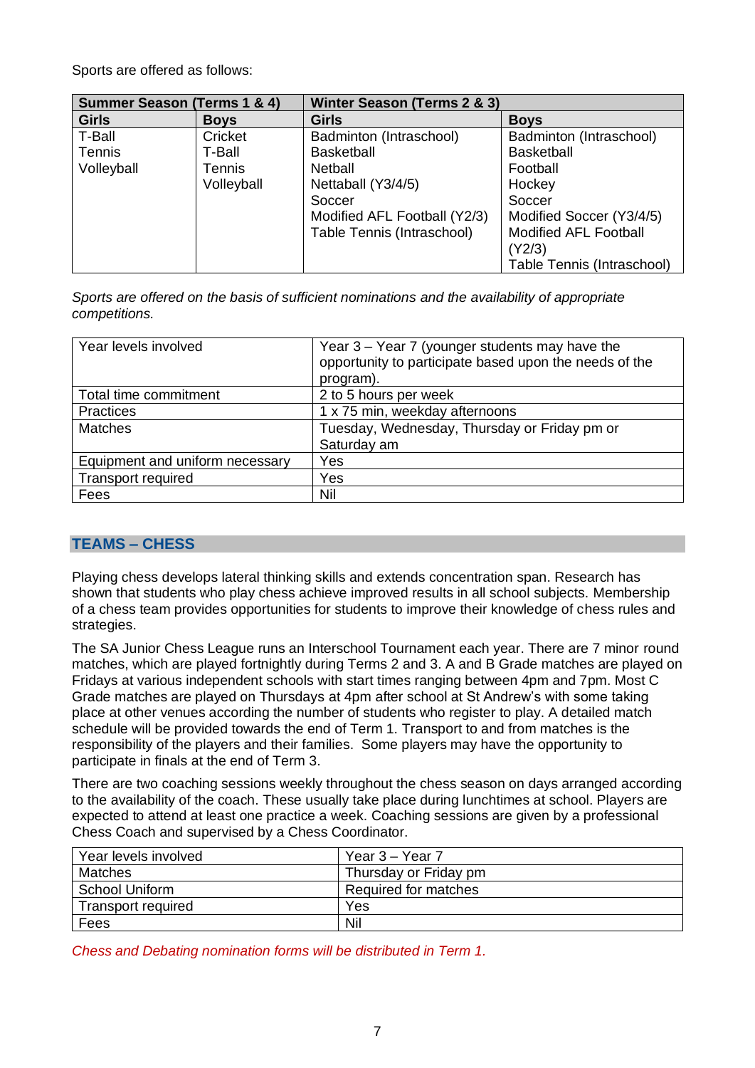Sports are offered as follows:

| Summer Season (Terms 1 & 4) | | Winter Season (Terms 2 & 3) | |
|---|---|---|---|
| **Girls** | **Boys** | **Girls** | **Boys** |
| T-Ball<br>Tennis<br>Volleyball | Cricket<br>T-Ball<br>Tennis<br>Volleyball | Badminton (Intraschool)<br>Basketball<br>Netball<br>Nettaball (Y3/4/5)<br>Soccer<br>Modified AFL Football (Y2/3)<br>Table Tennis (Intraschool) | Badminton (Intraschool)<br>Basketball<br>Football<br>Hockey<br>Soccer<br>Modified Soccer (Y3/4/5)<br>Modified AFL Football (Y2/3)<br>Table Tennis (Intraschool) |

*Sports are offered on the basis of sufficient nominations and the availability of appropriate competitions.*

| | |
|---|---|
| Year levels involved | Year 3 – Year 7 (younger students may have the opportunity to participate based upon the needs of the program). |
| Total time commitment | 2 to 5 hours per week |
| Practices | 1 x 75 min, weekday afternoons |
| Matches | Tuesday, Wednesday, Thursday or Friday pm or Saturday am |
| Equipment and uniform necessary | Yes |
| Transport required | Yes |
| Fees | Nil |

## TEAMS – CHESS

Playing chess develops lateral thinking skills and extends concentration span. Research has shown that students who play chess achieve improved results in all school subjects. Membership of a chess team provides opportunities for students to improve their knowledge of chess rules and strategies.

The SA Junior Chess League runs an Interschool Tournament each year. There are 7 minor round matches, which are played fortnightly during Terms 2 and 3. A and B Grade matches are played on Fridays at various independent schools with start times ranging between 4pm and 7pm. Most C Grade matches are played on Thursdays at 4pm after school at St Andrew's with some taking place at other venues according the number of students who register to play. A detailed match schedule will be provided towards the end of Term 1. Transport to and from matches is the responsibility of the players and their families. Some players may have the opportunity to participate in finals at the end of Term 3.

There are two coaching sessions weekly throughout the chess season on days arranged according to the availability of the coach. These usually take place during lunchtimes at school. Players are expected to attend at least one practice a week. Coaching sessions are given by a professional Chess Coach and supervised by a Chess Coordinator.

| | |
|---|---|
| Year levels involved | Year 3 – Year 7 |
| Matches | Thursday or Friday pm |
| School Uniform | Required for matches |
| Transport required | Yes |
| Fees | Nil |

*Chess and Debating nomination forms will be distributed in Term 1.*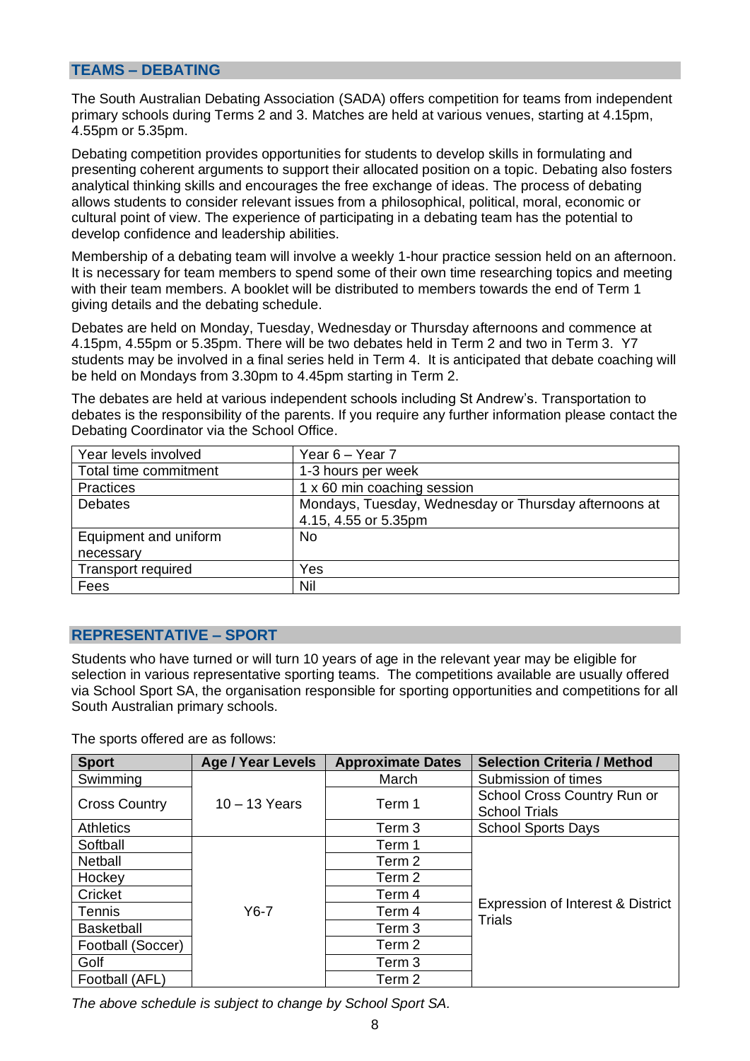## TEAMS – DEBATING

The South Australian Debating Association (SADA) offers competition for teams from independent primary schools during Terms 2 and 3. Matches are held at various venues, starting at 4.15pm, 4.55pm or 5.35pm.

Debating competition provides opportunities for students to develop skills in formulating and presenting coherent arguments to support their allocated position on a topic. Debating also fosters analytical thinking skills and encourages the free exchange of ideas. The process of debating allows students to consider relevant issues from a philosophical, political, moral, economic or cultural point of view. The experience of participating in a debating team has the potential to develop confidence and leadership abilities.

Membership of a debating team will involve a weekly 1-hour practice session held on an afternoon. It is necessary for team members to spend some of their own time researching topics and meeting with their team members. A booklet will be distributed to members towards the end of Term 1 giving details and the debating schedule.

Debates are held on Monday, Tuesday, Wednesday or Thursday afternoons and commence at 4.15pm, 4.55pm or 5.35pm. There will be two debates held in Term 2 and two in Term 3. Y7 students may be involved in a final series held in Term 4. It is anticipated that debate coaching will be held on Mondays from 3.30pm to 4.45pm starting in Term 2.

The debates are held at various independent schools including St Andrew's. Transportation to debates is the responsibility of the parents. If you require any further information please contact the Debating Coordinator via the School Office.

| | |
|---|---|
| Year levels involved | Year 6 – Year 7 |
| Total time commitment | 1-3 hours per week |
| Practices | 1 x 60 min coaching session |
| Debates | Mondays, Tuesday, Wednesday or Thursday afternoons at 4.15, 4.55 or 5.35pm |
| Equipment and uniform necessary | No |
| Transport required | Yes |
| Fees | Nil |

## REPRESENTATIVE – SPORT

Students who have turned or will turn 10 years of age in the relevant year may be eligible for selection in various representative sporting teams. The competitions available are usually offered via School Sport SA, the organisation responsible for sporting opportunities and competitions for all South Australian primary schools.

The sports offered are as follows:

| Sport | Age / Year Levels | Approximate Dates | Selection Criteria / Method |
|---|---|---|---|
| Swimming | 10 – 13 Years | March | Submission of times |
| Cross Country | | Term 1 | School Cross Country Run or School Trials |
| Athletics | | Term 3 | School Sports Days |
| Softball | Y6-7 | Term 1 | Expression of Interest & District Trials |
| Netball | | Term 2 | |
| Hockey | | Term 2 | |
| Cricket | | Term 4 | |
| Tennis | | Term 4 | |
| Basketball | | Term 3 | |
| Football (Soccer) | | Term 2 | |
| Golf | | Term 3 | |
| Football (AFL) | | Term 2 | |

*The above schedule is subject to change by School Sport SA.*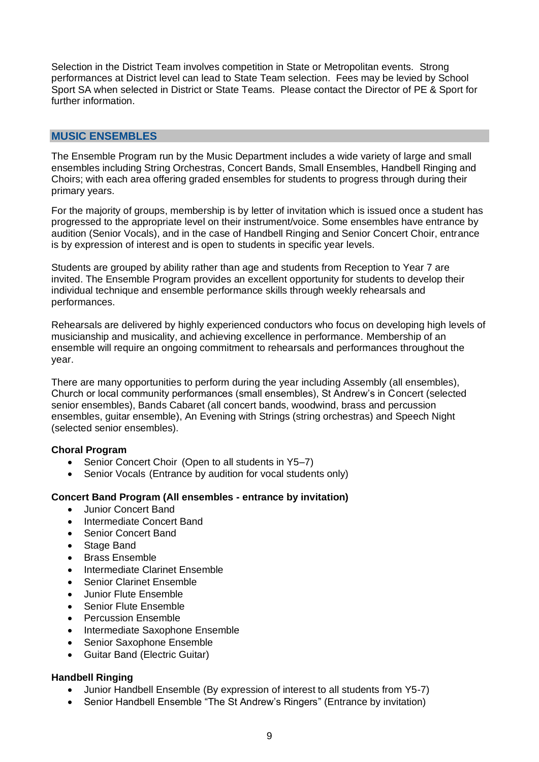Selection in the District Team involves competition in State or Metropolitan events. Strong performances at District level can lead to State Team selection. Fees may be levied by School Sport SA when selected in District or State Teams. Please contact the Director of PE & Sport for further information.

## MUSIC ENSEMBLES

The Ensemble Program run by the Music Department includes a wide variety of large and small ensembles including String Orchestras, Concert Bands, Small Ensembles, Handbell Ringing and Choirs; with each area offering graded ensembles for students to progress through during their primary years.

For the majority of groups, membership is by letter of invitation which is issued once a student has progressed to the appropriate level on their instrument/voice. Some ensembles have entrance by audition (Senior Vocals), and in the case of Handbell Ringing and Senior Concert Choir, entrance is by expression of interest and is open to students in specific year levels.

Students are grouped by ability rather than age and students from Reception to Year 7 are invited. The Ensemble Program provides an excellent opportunity for students to develop their individual technique and ensemble performance skills through weekly rehearsals and performances.

Rehearsals are delivered by highly experienced conductors who focus on developing high levels of musicianship and musicality, and achieving excellence in performance. Membership of an ensemble will require an ongoing commitment to rehearsals and performances throughout the year.

There are many opportunities to perform during the year including Assembly (all ensembles), Church or local community performances (small ensembles), St Andrew's in Concert (selected senior ensembles), Bands Cabaret (all concert bands, woodwind, brass and percussion ensembles, guitar ensemble), An Evening with Strings (string orchestras) and Speech Night (selected senior ensembles).

**Choral Program**

- Senior Concert Choir (Open to all students in Y5–7)
- Senior Vocals (Entrance by audition for vocal students only)

**Concert Band Program (All ensembles - entrance by invitation)**

- Junior Concert Band
- Intermediate Concert Band
- Senior Concert Band
- Stage Band
- Brass Ensemble
- Intermediate Clarinet Ensemble
- Senior Clarinet Ensemble
- Junior Flute Ensemble
- Senior Flute Ensemble
- Percussion Ensemble
- Intermediate Saxophone Ensemble
- Senior Saxophone Ensemble
- Guitar Band (Electric Guitar)

**Handbell Ringing**

- Junior Handbell Ensemble (By expression of interest to all students from Y5-7)
- Senior Handbell Ensemble "The St Andrew's Ringers" (Entrance by invitation)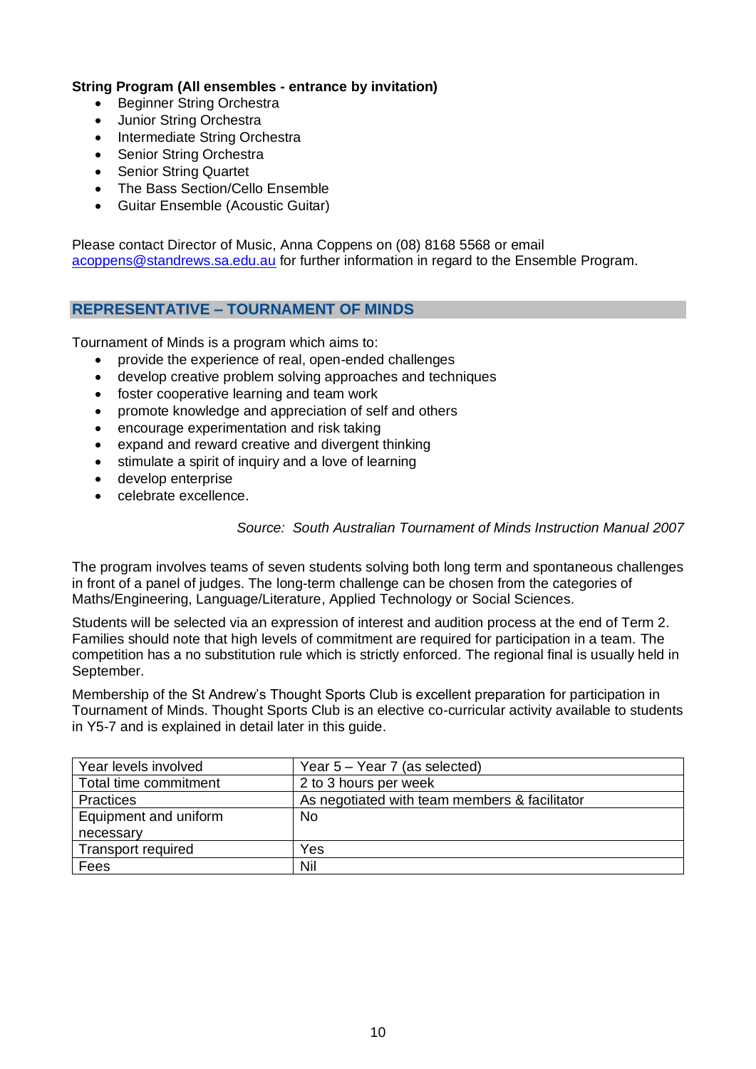**String Program (All ensembles - entrance by invitation)**

- Beginner String Orchestra
- Junior String Orchestra
- Intermediate String Orchestra
- Senior String Orchestra
- Senior String Quartet
- The Bass Section/Cello Ensemble
- Guitar Ensemble (Acoustic Guitar)

Please contact Director of Music, Anna Coppens on (08) 8168 5568 or email acoppens@standrews.sa.edu.au for further information in regard to the Ensemble Program.

## REPRESENTATIVE – TOURNAMENT OF MINDS

Tournament of Minds is a program which aims to:

- provide the experience of real, open-ended challenges
- develop creative problem solving approaches and techniques
- foster cooperative learning and team work
- promote knowledge and appreciation of self and others
- encourage experimentation and risk taking
- expand and reward creative and divergent thinking
- stimulate a spirit of inquiry and a love of learning
- develop enterprise
- celebrate excellence.

*Source: South Australian Tournament of Minds Instruction Manual 2007*

The program involves teams of seven students solving both long term and spontaneous challenges in front of a panel of judges. The long-term challenge can be chosen from the categories of Maths/Engineering, Language/Literature, Applied Technology or Social Sciences.

Students will be selected via an expression of interest and audition process at the end of Term 2. Families should note that high levels of commitment are required for participation in a team. The competition has a no substitution rule which is strictly enforced. The regional final is usually held in September.

Membership of the St Andrew's Thought Sports Club is excellent preparation for participation in Tournament of Minds. Thought Sports Club is an elective co-curricular activity available to students in Y5-7 and is explained in detail later in this guide.

| | |
|---|---|
| Year levels involved | Year 5 – Year 7 (as selected) |
| Total time commitment | 2 to 3 hours per week |
| Practices | As negotiated with team members & facilitator |
| Equipment and uniform necessary | No |
| Transport required | Yes |
| Fees | Nil |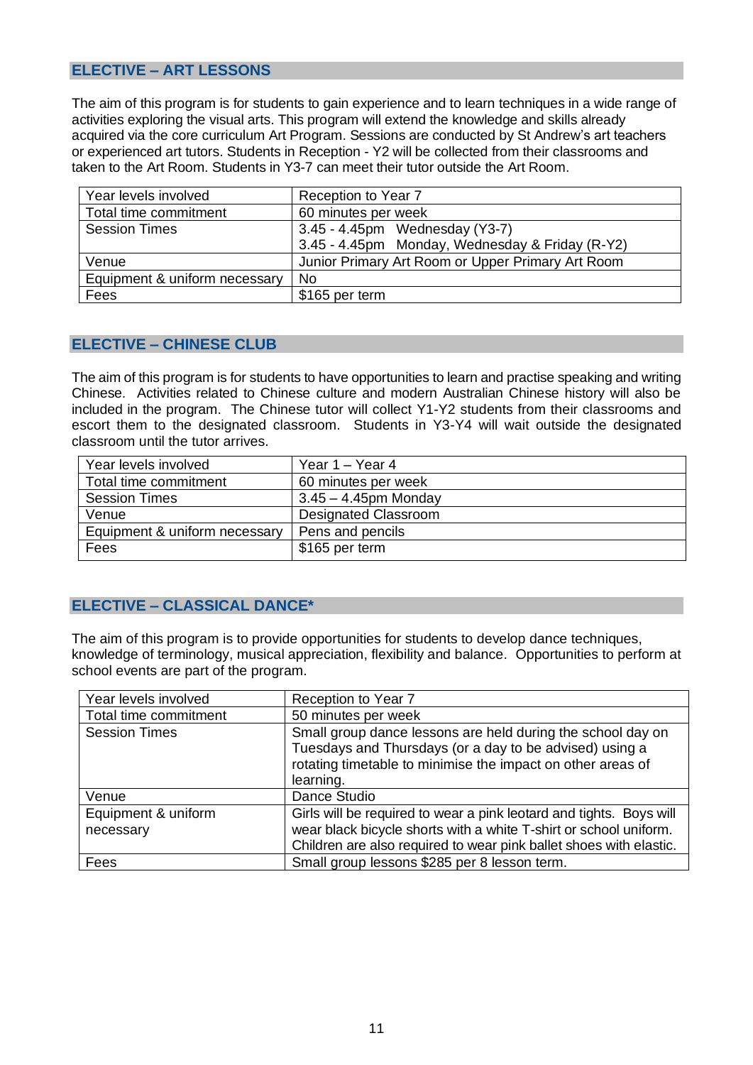## ELECTIVE – ART LESSONS

The aim of this program is for students to gain experience and to learn techniques in a wide range of activities exploring the visual arts. This program will extend the knowledge and skills already acquired via the core curriculum Art Program. Sessions are conducted by St Andrew's art teachers or experienced art tutors. Students in Reception - Y2 will be collected from their classrooms and taken to the Art Room. Students in Y3-7 can meet their tutor outside the Art Room.

| | |
|---|---|
| Year levels involved | Reception to Year 7 |
| Total time commitment | 60 minutes per week |
| Session Times | 3.45 - 4.45pm Wednesday (Y3-7)<br>3.45 - 4.45pm Monday, Wednesday & Friday (R-Y2) |
| Venue | Junior Primary Art Room or Upper Primary Art Room |
| Equipment & uniform necessary | No |
| Fees | $165 per term |

## ELECTIVE – CHINESE CLUB

The aim of this program is for students to have opportunities to learn and practise speaking and writing Chinese. Activities related to Chinese culture and modern Australian Chinese history will also be included in the program. The Chinese tutor will collect Y1-Y2 students from their classrooms and escort them to the designated classroom. Students in Y3-Y4 will wait outside the designated classroom until the tutor arrives.

| | |
|---|---|
| Year levels involved | Year 1 – Year 4 |
| Total time commitment | 60 minutes per week |
| Session Times | 3.45 – 4.45pm Monday |
| Venue | Designated Classroom |
| Equipment & uniform necessary | Pens and pencils |
| Fees | $165 per term |

## ELECTIVE – CLASSICAL DANCE*

The aim of this program is to provide opportunities for students to develop dance techniques, knowledge of terminology, musical appreciation, flexibility and balance. Opportunities to perform at school events are part of the program.

| | |
|---|---|
| Year levels involved | Reception to Year 7 |
| Total time commitment | 50 minutes per week |
| Session Times | Small group dance lessons are held during the school day on Tuesdays and Thursdays (or a day to be advised) using a rotating timetable to minimise the impact on other areas of learning. |
| Venue | Dance Studio |
| Equipment & uniform necessary | Girls will be required to wear a pink leotard and tights. Boys will wear black bicycle shorts with a white T-shirt or school uniform. Children are also required to wear pink ballet shoes with elastic. |
| Fees | Small group lessons $285 per 8 lesson term. |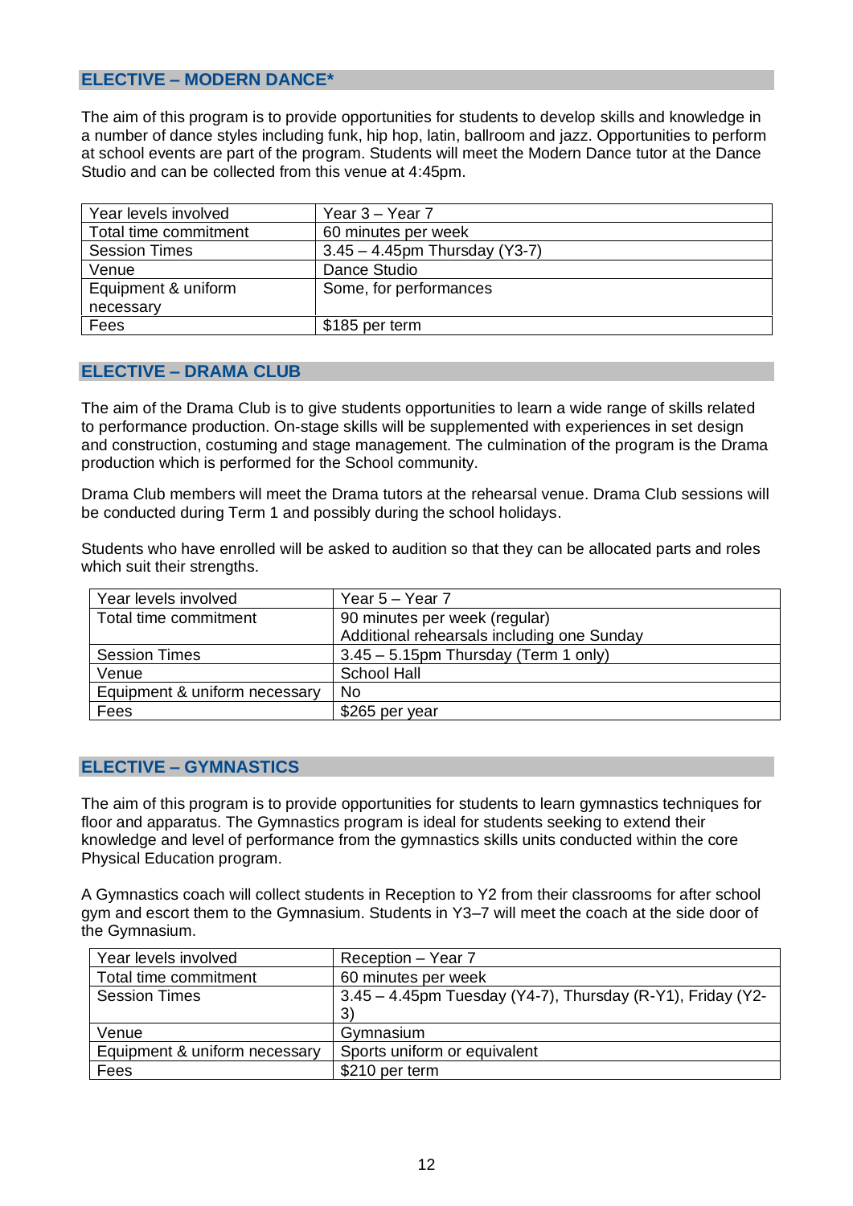## ELECTIVE – MODERN DANCE*

The aim of this program is to provide opportunities for students to develop skills and knowledge in a number of dance styles including funk, hip hop, latin, ballroom and jazz. Opportunities to perform at school events are part of the program. Students will meet the Modern Dance tutor at the Dance Studio and can be collected from this venue at 4:45pm.

| Year levels involved | Year 3 – Year 7 |
|---|---|
| Total time commitment | 60 minutes per week |
| Session Times | 3.45 – 4.45pm Thursday (Y3-7) |
| Venue | Dance Studio |
| Equipment & uniform necessary | Some, for performances |
| Fees | $185 per term |

## ELECTIVE – DRAMA CLUB

The aim of the Drama Club is to give students opportunities to learn a wide range of skills related to performance production. On-stage skills will be supplemented with experiences in set design and construction, costuming and stage management. The culmination of the program is the Drama production which is performed for the School community.

Drama Club members will meet the Drama tutors at the rehearsal venue. Drama Club sessions will be conducted during Term 1 and possibly during the school holidays.

Students who have enrolled will be asked to audition so that they can be allocated parts and roles which suit their strengths.

| Year levels involved | Year 5 – Year 7 |
|---|---|
| Total time commitment | 90 minutes per week (regular)<br>Additional rehearsals including one Sunday |
| Session Times | 3.45 – 5.15pm Thursday (Term 1 only) |
| Venue | School Hall |
| Equipment & uniform necessary | No |
| Fees | $265 per year |

## ELECTIVE – GYMNASTICS

The aim of this program is to provide opportunities for students to learn gymnastics techniques for floor and apparatus. The Gymnastics program is ideal for students seeking to extend their knowledge and level of performance from the gymnastics skills units conducted within the core Physical Education program.

A Gymnastics coach will collect students in Reception to Y2 from their classrooms for after school gym and escort them to the Gymnasium. Students in Y3–7 will meet the coach at the side door of the Gymnasium.

| Year levels involved | Reception – Year 7 |
|---|---|
| Total time commitment | 60 minutes per week |
| Session Times | 3.45 – 4.45pm Tuesday (Y4-7), Thursday (R-Y1), Friday (Y2-3) |
| Venue | Gymnasium |
| Equipment & uniform necessary | Sports uniform or equivalent |
| Fees | $210 per term |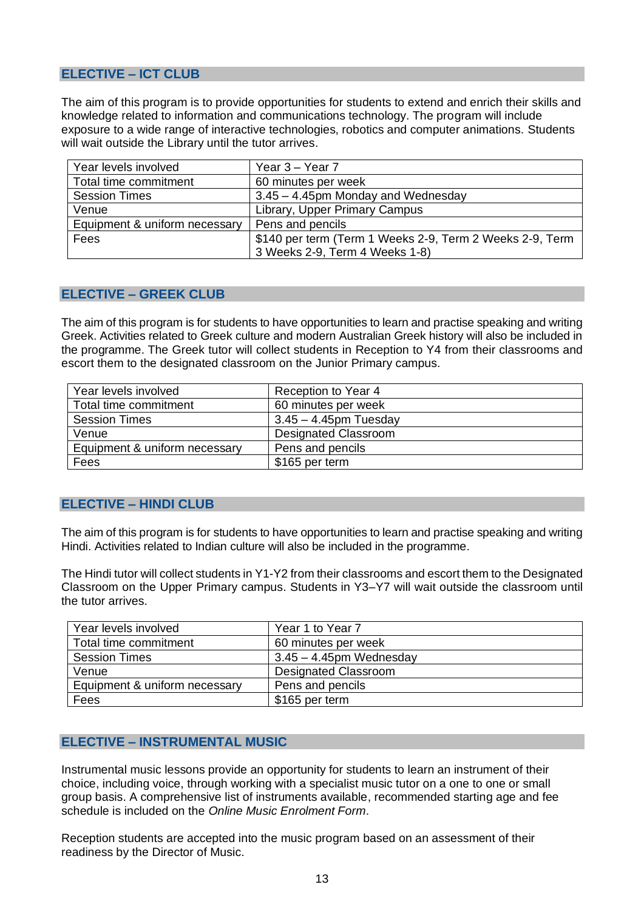## ELECTIVE – ICT CLUB

The aim of this program is to provide opportunities for students to extend and enrich their skills and knowledge related to information and communications technology. The program will include exposure to a wide range of interactive technologies, robotics and computer animations. Students will wait outside the Library until the tutor arrives.

| | |
|---|---|
| Year levels involved | Year 3 – Year 7 |
| Total time commitment | 60 minutes per week |
| Session Times | 3.45 – 4.45pm Monday and Wednesday |
| Venue | Library, Upper Primary Campus |
| Equipment & uniform necessary | Pens and pencils |
| Fees | $140 per term (Term 1 Weeks 2-9, Term 2 Weeks 2-9, Term 3 Weeks 2-9, Term 4 Weeks 1-8) |

## ELECTIVE – GREEK CLUB

The aim of this program is for students to have opportunities to learn and practise speaking and writing Greek. Activities related to Greek culture and modern Australian Greek history will also be included in the programme. The Greek tutor will collect students in Reception to Y4 from their classrooms and escort them to the designated classroom on the Junior Primary campus.

| | |
|---|---|
| Year levels involved | Reception to Year 4 |
| Total time commitment | 60 minutes per week |
| Session Times | 3.45 – 4.45pm Tuesday |
| Venue | Designated Classroom |
| Equipment & uniform necessary | Pens and pencils |
| Fees | $165 per term |

## ELECTIVE – HINDI CLUB

The aim of this program is for students to have opportunities to learn and practise speaking and writing Hindi. Activities related to Indian culture will also be included in the programme.

The Hindi tutor will collect students in Y1-Y2 from their classrooms and escort them to the Designated Classroom on the Upper Primary campus. Students in Y3–Y7 will wait outside the classroom until the tutor arrives.

| | |
|---|---|
| Year levels involved | Year 1 to Year 7 |
| Total time commitment | 60 minutes per week |
| Session Times | 3.45 – 4.45pm Wednesday |
| Venue | Designated Classroom |
| Equipment & uniform necessary | Pens and pencils |
| Fees | $165 per term |

## ELECTIVE – INSTRUMENTAL MUSIC

Instrumental music lessons provide an opportunity for students to learn an instrument of their choice, including voice, through working with a specialist music tutor on a one to one or small group basis. A comprehensive list of instruments available, recommended starting age and fee schedule is included on the *Online Music Enrolment Form*.

Reception students are accepted into the music program based on an assessment of their readiness by the Director of Music.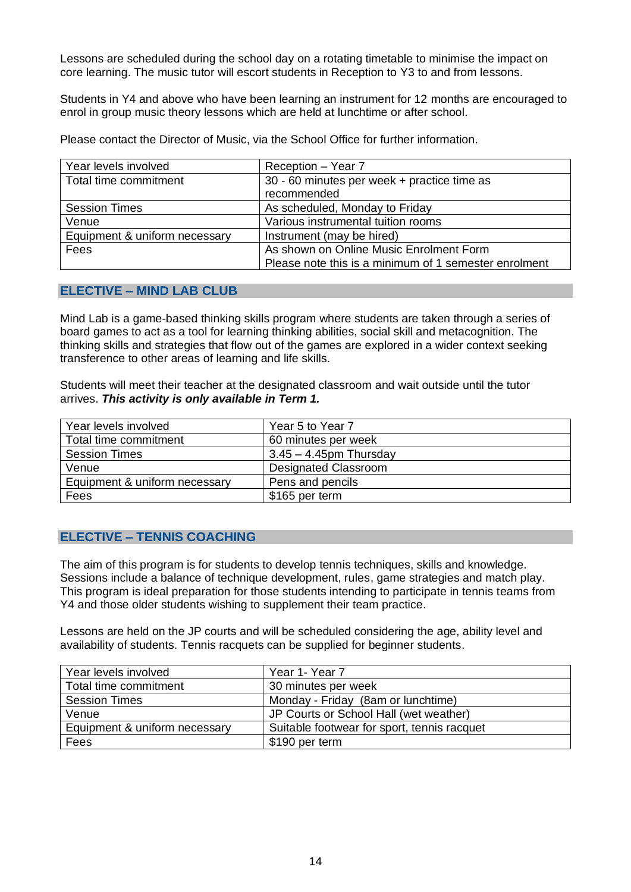Lessons are scheduled during the school day on a rotating timetable to minimise the impact on core learning. The music tutor will escort students in Reception to Y3 to and from lessons.

Students in Y4 and above who have been learning an instrument for 12 months are encouraged to enrol in group music theory lessons which are held at lunchtime or after school.

Please contact the Director of Music, via the School Office for further information.

| Year levels involved | Reception – Year 7 |
|---|---|
| Total time commitment | 30 - 60 minutes per week + practice time as recommended |
| Session Times | As scheduled, Monday to Friday |
| Venue | Various instrumental tuition rooms |
| Equipment & uniform necessary | Instrument (may be hired) |
| Fees | As shown on Online Music Enrolment Form<br>Please note this is a minimum of 1 semester enrolment |

## ELECTIVE – MIND LAB CLUB

Mind Lab is a game-based thinking skills program where students are taken through a series of board games to act as a tool for learning thinking abilities, social skill and metacognition. The thinking skills and strategies that flow out of the games are explored in a wider context seeking transference to other areas of learning and life skills.

Students will meet their teacher at the designated classroom and wait outside until the tutor arrives. ***This activity is only available in Term 1.***

| Year levels involved | Year 5 to Year 7 |
|---|---|
| Total time commitment | 60 minutes per week |
| Session Times | 3.45 – 4.45pm Thursday |
| Venue | Designated Classroom |
| Equipment & uniform necessary | Pens and pencils |
| Fees | $165 per term |

## ELECTIVE – TENNIS COACHING

The aim of this program is for students to develop tennis techniques, skills and knowledge. Sessions include a balance of technique development, rules, game strategies and match play. This program is ideal preparation for those students intending to participate in tennis teams from Y4 and those older students wishing to supplement their team practice.

Lessons are held on the JP courts and will be scheduled considering the age, ability level and availability of students. Tennis racquets can be supplied for beginner students.

| Year levels involved | Year 1- Year 7 |
|---|---|
| Total time commitment | 30 minutes per week |
| Session Times | Monday - Friday (8am or lunchtime) |
| Venue | JP Courts or School Hall (wet weather) |
| Equipment & uniform necessary | Suitable footwear for sport, tennis racquet |
| Fees | $190 per term |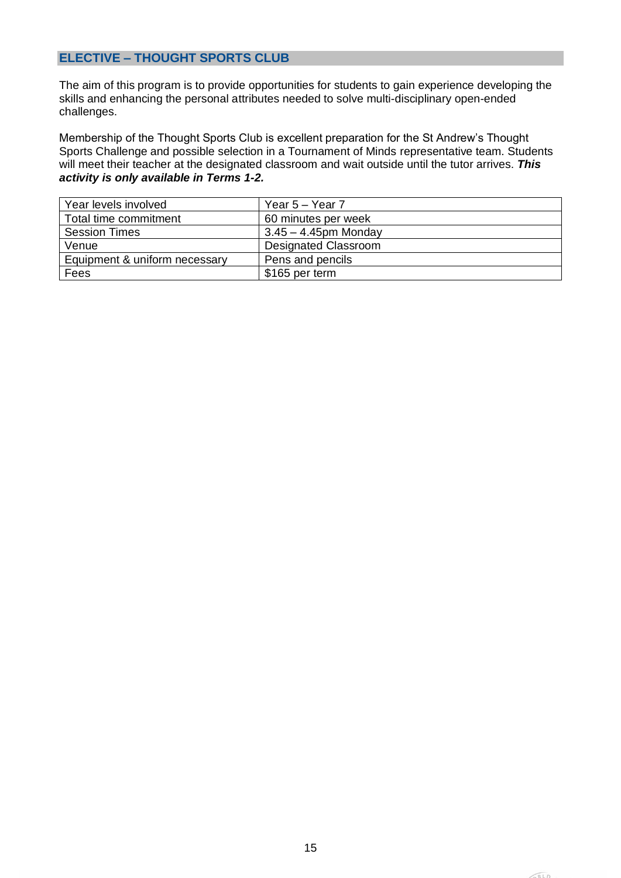## ELECTIVE – THOUGHT SPORTS CLUB

The aim of this program is to provide opportunities for students to gain experience developing the skills and enhancing the personal attributes needed to solve multi-disciplinary open-ended challenges.

Membership of the Thought Sports Club is excellent preparation for the St Andrew's Thought Sports Challenge and possible selection in a Tournament of Minds representative team. Students will meet their teacher at the designated classroom and wait outside until the tutor arrives. ***This activity is only available in Terms 1-2.***

| | |
|---|---|
| Year levels involved | Year 5 – Year 7 |
| Total time commitment | 60 minutes per week |
| Session Times | 3.45 – 4.45pm Monday |
| Venue | Designated Classroom |
| Equipment & uniform necessary | Pens and pencils |
| Fees | $165 per term |